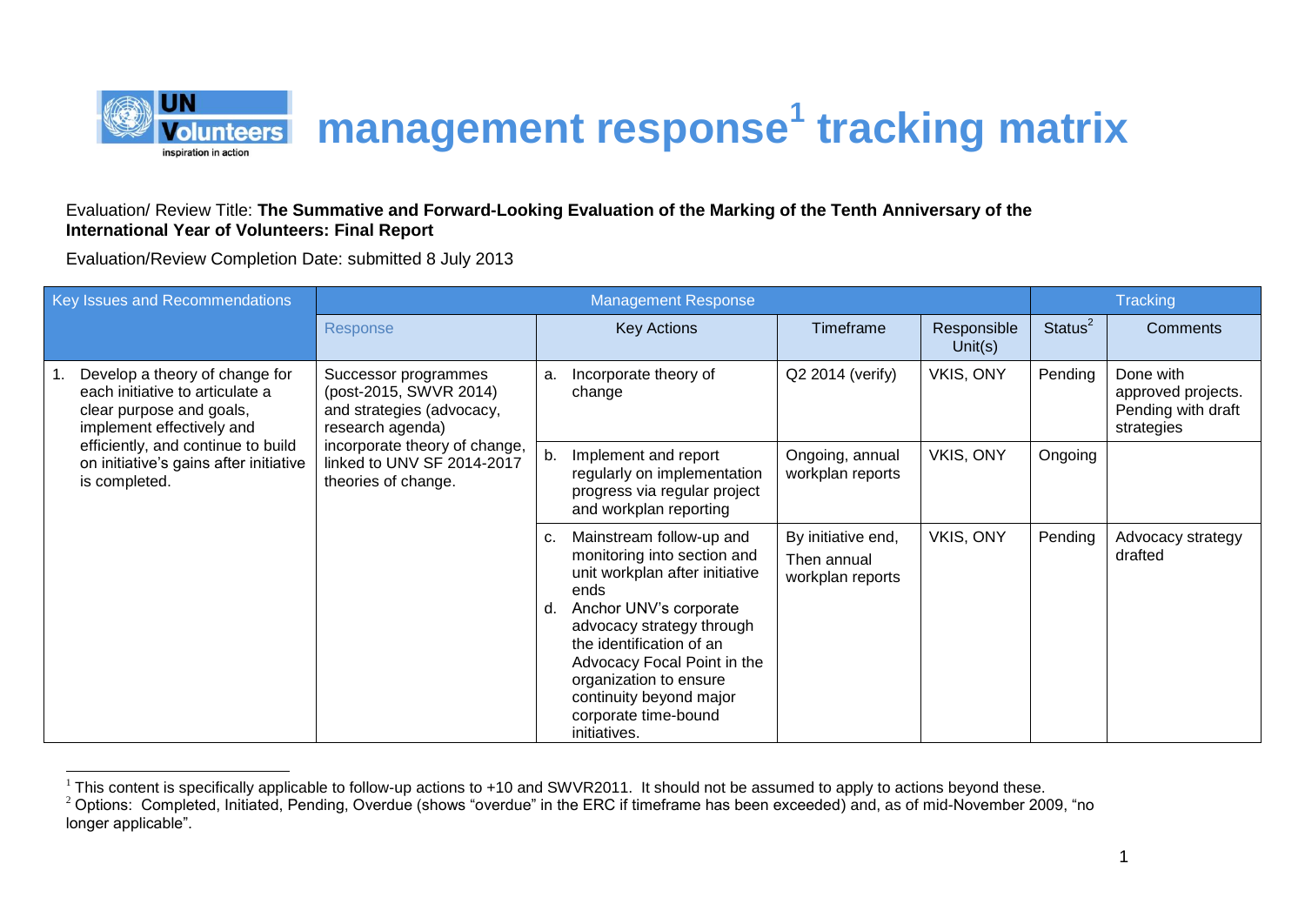# management response[1] tracking matrix

Evaluation/ Review Title: **The Summative and Forward-Looking Evaluation of the Marking of the Tenth Anniversary of the International Year of Volunteers: Final Report**

Evaluation/Review Completion Date: submitted 8 July 2013

| Key Issues and Recommendations | Management Response | | | | Tracking | |
|---|---|---|---|---|---|---|
| | Response | Key Actions | Timeframe | Responsible Unit(s) | Status[2] | Comments |
| 1. Develop a theory of change for each initiative to articulate a clear purpose and goals, implement effectively and efficiently, and continue to build on initiative's gains after initiative is completed. | Successor programmes (post-2015, SWVR 2014) and strategies (advocacy, research agenda) incorporate theory of change, linked to UNV SF 2014-2017 theories of change. | a. Incorporate theory of change | Q2 2014 (verify) | VKIS, ONY | Pending | Done with approved projects. Pending with draft strategies |
| | | b. Implement and report regularly on implementation progress via regular project and workplan reporting | Ongoing, annual workplan reports | VKIS, ONY | Ongoing | |
| | | c. Mainstream follow-up and monitoring into section and unit workplan after initiative ends<br>d. Anchor UNV's corporate advocacy strategy through the identification of an Advocacy Focal Point in the organization to ensure continuity beyond major corporate time-bound initiatives. | By initiative end, Then annual workplan reports | VKIS, ONY | Pending | Advocacy strategy drafted |

[1] This content is specifically applicable to follow-up actions to +10 and SWVR2011. It should not be assumed to apply to actions beyond these.

[2] Options: Completed, Initiated, Pending, Overdue (shows "overdue" in the ERC if timeframe has been exceeded) and, as of mid-November 2009, "no longer applicable".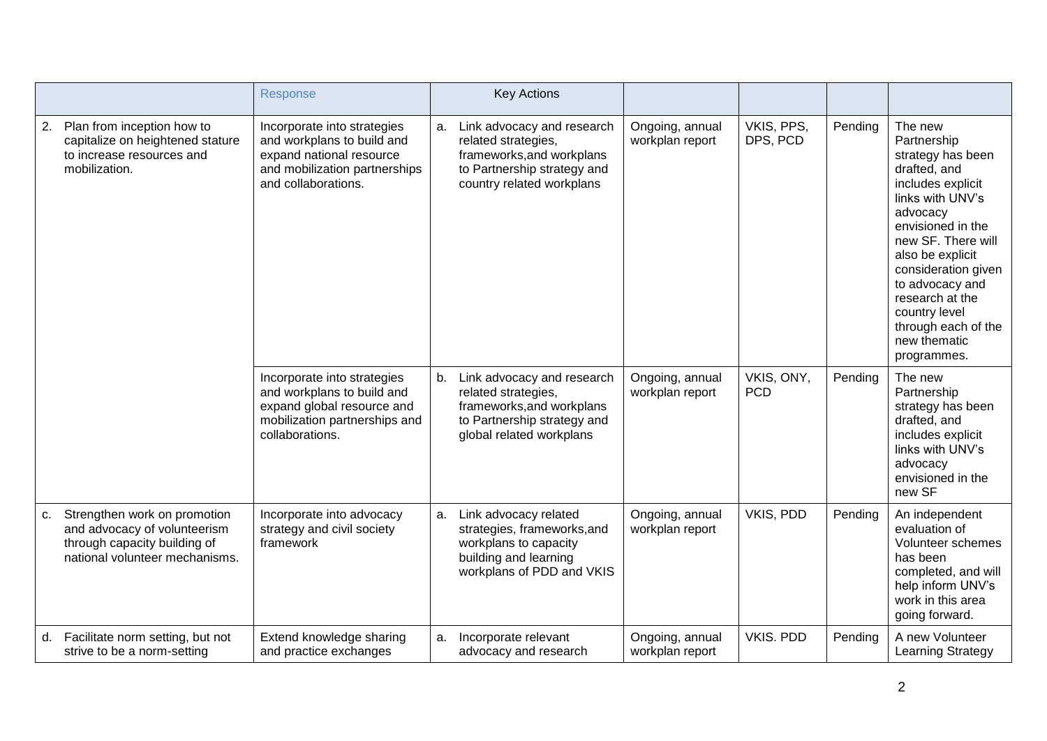| | Response | Key Actions | | | | |
|---|---|---|---|---|---|---|
| 2. Plan from inception how to capitalize on heightened stature to increase resources and mobilization. | Incorporate into strategies and workplans to build and expand national resource and mobilization partnerships and collaborations. | a. Link advocacy and research related strategies, frameworks,and workplans to Partnership strategy and country related workplans | Ongoing, annual workplan report | VKIS, PPS, DPS, PCD | Pending | The new Partnership strategy has been drafted, and includes explicit links with UNV's advocacy envisioned in the new SF. There will also be explicit consideration given to advocacy and research at the country level through each of the new thematic programmes. |
| | Incorporate into strategies and workplans to build and expand global resource and mobilization partnerships and collaborations. | b. Link advocacy and research related strategies, frameworks,and workplans to Partnership strategy and global related workplans | Ongoing, annual workplan report | VKIS, ONY, PCD | Pending | The new Partnership strategy has been drafted, and includes explicit links with UNV's advocacy envisioned in the new SF |
| c. Strengthen work on promotion and advocacy of volunteerism through capacity building of national volunteer mechanisms. | Incorporate into advocacy strategy and civil society framework | a. Link advocacy related strategies, frameworks,and workplans to capacity building and learning workplans of PDD and VKIS | Ongoing, annual workplan report | VKIS, PDD | Pending | An independent evaluation of Volunteer schemes has been completed, and will help inform UNV's work in this area going forward. |
| d. Facilitate norm setting, but not strive to be a norm-setting | Extend knowledge sharing and practice exchanges | a. Incorporate relevant advocacy and research | Ongoing, annual workplan report | VKIS. PDD | Pending | A new Volunteer Learning Strategy |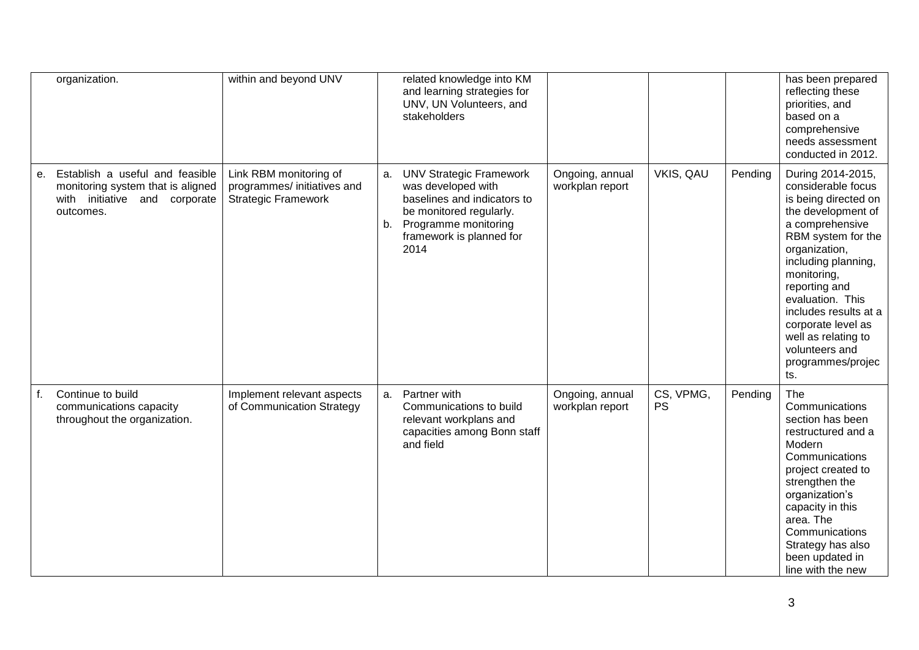| | | | | | | |
|---|---|---|---|---|---|---|
| organization. | within and beyond UNV | related knowledge into KM and learning strategies for UNV, UN Volunteers, and stakeholders | | | | has been prepared reflecting these priorities, and based on a comprehensive needs assessment conducted in 2012. |
| e. Establish a useful and feasible monitoring system that is aligned with initiative and corporate outcomes. | Link RBM monitoring of programmes/ initiatives and Strategic Framework | a. UNV Strategic Framework was developed with baselines and indicators to be monitored regularly.<br>b. Programme monitoring framework is planned for 2014 | Ongoing, annual workplan report | VKIS, QAU | Pending | During 2014-2015, considerable focus is being directed on the development of a comprehensive RBM system for the organization, including planning, monitoring, reporting and evaluation. This includes results at a corporate level as well as relating to volunteers and programmes/projects. |
| f. Continue to build communications capacity throughout the organization. | Implement relevant aspects of Communication Strategy | a. Partner with Communications to build relevant workplans and capacities among Bonn staff and field | Ongoing, annual workplan report | CS, VPMG, PS | Pending | The Communications section has been restructured and a Modern Communications project created to strengthen the organization's capacity in this area. The Communications Strategy has also been updated in line with the new |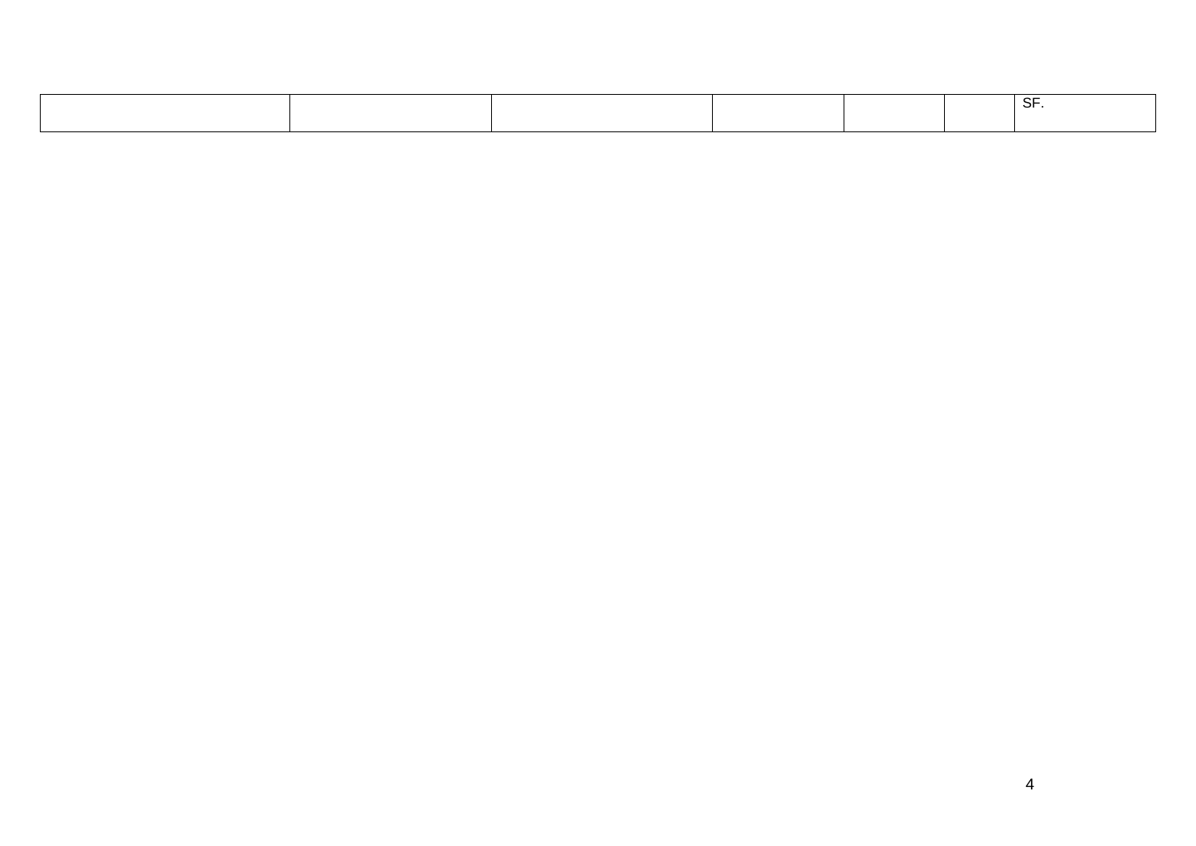| | | | | | | |
|---|---|---|---|---|---|---|
| | | | | | | SF. |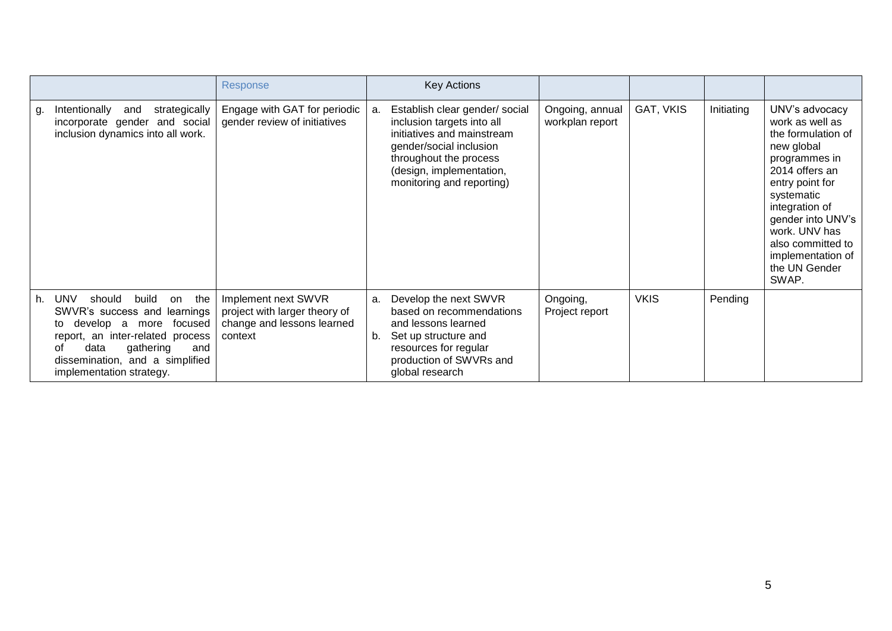| | Response | Key Actions | | | | |
|---|---|---|---|---|---|---|
| g. Intentionally and strategically incorporate gender and social inclusion dynamics into all work. | Engage with GAT for periodic gender review of initiatives | a. Establish clear gender/ social inclusion targets into all initiatives and mainstream gender/social inclusion throughout the process (design, implementation, monitoring and reporting) | Ongoing, annual workplan report | GAT, VKIS | Initiating | UNV's advocacy work as well as the formulation of new global programmes in 2014 offers an entry point for systematic integration of gender into UNV's work. UNV has also committed to implementation of the UN Gender SWAP. |
| h. UNV should build on the SWVR's success and learnings to develop a more focused report, an inter-related process of data gathering and dissemination, and a simplified implementation strategy. | Implement next SWVR project with larger theory of change and lessons learned context | a. Develop the next SWVR based on recommendations and lessons learned<br>b. Set up structure and resources for regular production of SWVRs and global research | Ongoing, Project report | VKIS | Pending | |